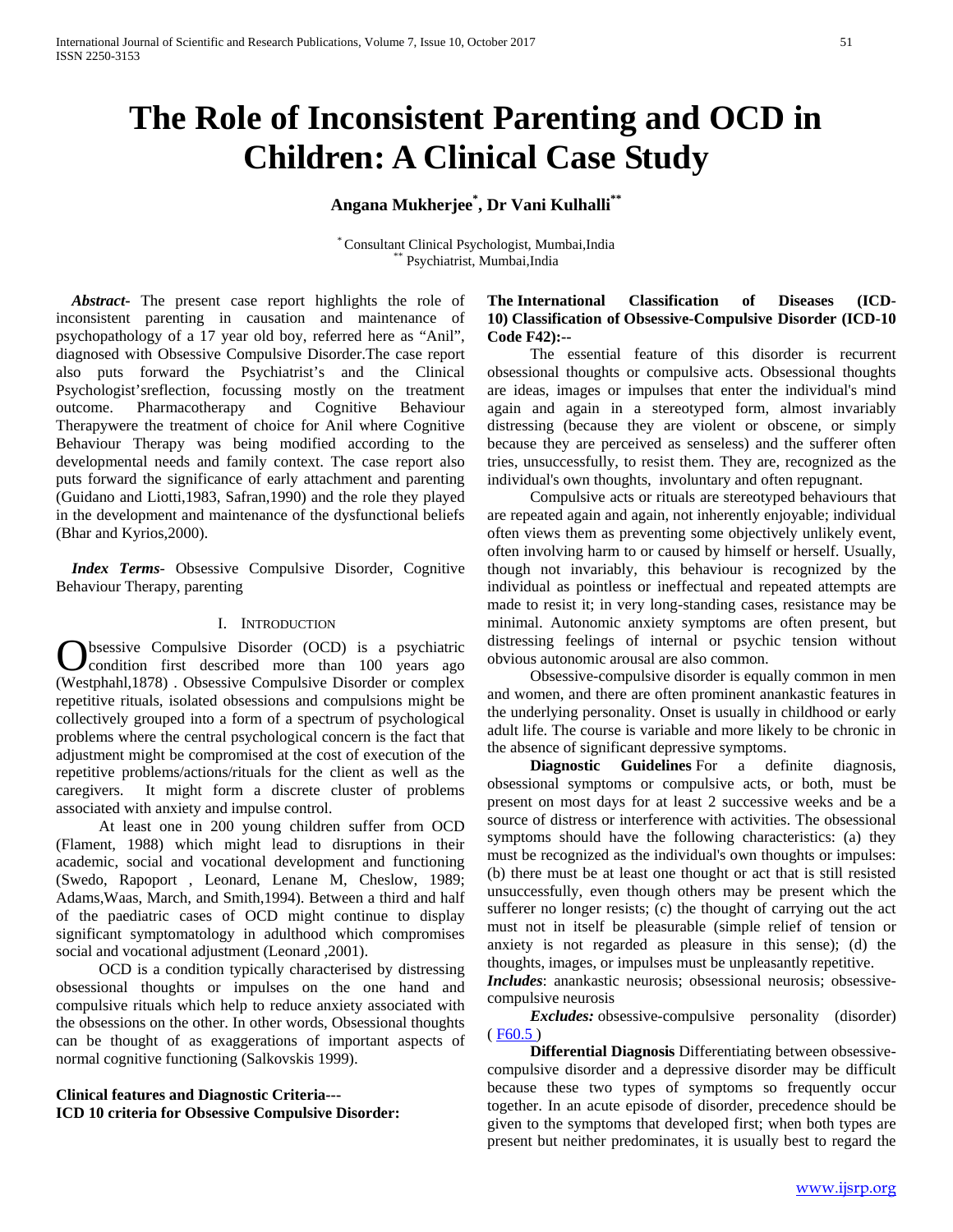# The Role of Inconsistent Parenting and OCD in Children: A Clinical Case Study

**Angana Mukherjee[*], Dr Vani Kulhalli[**]**

[*] Consultant Clinical Psychologist, Mumbai,India
[**] Psychiatrist, Mumbai,India

***Abstract*-** The present case report highlights the role of inconsistent parenting in causation and maintenance of psychopathology of a 17 year old boy, referred here as "Anil", diagnosed with Obsessive Compulsive Disorder.The case report also puts forward the Psychiatrist's and the Clinical Psychologist'sreflection, focussing mostly on the treatment outcome. Pharmacotherapy and Cognitive Behaviour Therapywere the treatment of choice for Anil where Cognitive Behaviour Therapy was being modified according to the developmental needs and family context. The case report also puts forward the significance of early attachment and parenting (Guidano and Liotti,1983, Safran,1990) and the role they played in the development and maintenance of the dysfunctional beliefs (Bhar and Kyrios,2000).

***Index Terms*-** Obsessive Compulsive Disorder, Cognitive Behaviour Therapy, parenting

## I. Introduction

Obsessive Compulsive Disorder (OCD) is a psychiatric condition first described more than 100 years ago (Westphahl,1878) . Obsessive Compulsive Disorder or complex repetitive rituals, isolated obsessions and compulsions might be collectively grouped into a form of a spectrum of psychological problems where the central psychological concern is the fact that adjustment might be compromised at the cost of execution of the repetitive problems/actions/rituals for the client as well as the caregivers. It might form a discrete cluster of problems associated with anxiety and impulse control.

At least one in 200 young children suffer from OCD (Flament, 1988) which might lead to disruptions in their academic, social and vocational development and functioning (Swedo, Rapoport , Leonard, Lenane M, Cheslow, 1989; Adams,Waas, March, and Smith,1994). Between a third and half of the paediatric cases of OCD might continue to display significant symptomatology in adulthood which compromises social and vocational adjustment (Leonard ,2001).

OCD is a condition typically characterised by distressing obsessional thoughts or impulses on the one hand and compulsive rituals which help to reduce anxiety associated with the obsessions on the other. In other words, Obsessional thoughts can be thought of as exaggerations of important aspects of normal cognitive functioning (Salkovskis 1999).

**Clinical features and Diagnostic Criteria---**
**ICD 10 criteria for Obsessive Compulsive Disorder:**

**The International Classification of Diseases (ICD-10) Classification of Obsessive-Compulsive Disorder (ICD-10 Code F42):--**

The essential feature of this disorder is recurrent obsessional thoughts or compulsive acts. Obsessional thoughts are ideas, images or impulses that enter the individual's mind again and again in a stereotyped form, almost invariably distressing (because they are violent or obscene, or simply because they are perceived as senseless) and the sufferer often tries, unsuccessfully, to resist them. They are, recognized as the individual's own thoughts, involuntary and often repugnant.

Compulsive acts or rituals are stereotyped behaviours that are repeated again and again, not inherently enjoyable; individual often views them as preventing some objectively unlikely event, often involving harm to or caused by himself or herself. Usually, though not invariably, this behaviour is recognized by the individual as pointless or ineffectual and repeated attempts are made to resist it; in very long-standing cases, resistance may be minimal. Autonomic anxiety symptoms are often present, but distressing feelings of internal or psychic tension without obvious autonomic arousal are also common.

Obsessive-compulsive disorder is equally common in men and women, and there are often prominent anankastic features in the underlying personality. Onset is usually in childhood or early adult life. The course is variable and more likely to be chronic in the absence of significant depressive symptoms.

**Diagnostic Guidelines** For a definite diagnosis, obsessional symptoms or compulsive acts, or both, must be present on most days for at least 2 successive weeks and be a source of distress or interference with activities. The obsessional symptoms should have the following characteristics: (a) they must be recognized as the individual's own thoughts or impulses: (b) there must be at least one thought or act that is still resisted unsuccessfully, even though others may be present which the sufferer no longer resists; (c) the thought of carrying out the act must not in itself be pleasurable (simple relief of tension or anxiety is not regarded as pleasure in this sense); (d) the thoughts, images, or impulses must be unpleasantly repetitive.

***Includes***: anankastic neurosis; obsessional neurosis; obsessive-compulsive neurosis

***Excludes:*** obsessive-compulsive personality (disorder) ( F60.5 )

**Differential Diagnosis** Differentiating between obsessive-compulsive disorder and a depressive disorder may be difficult because these two types of symptoms so frequently occur together. In an acute episode of disorder, precedence should be given to the symptoms that developed first; when both types are present but neither predominates, it is usually best to regard the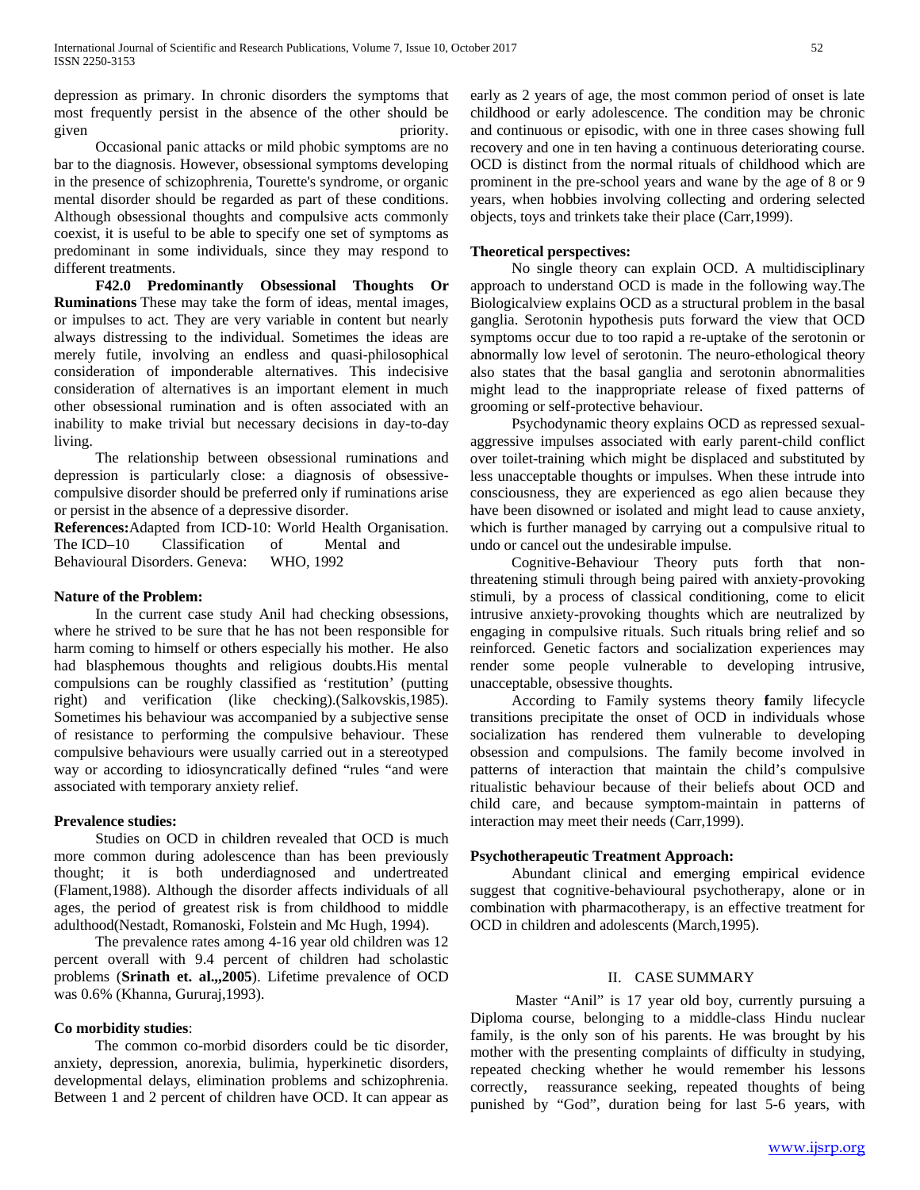depression as primary. In chronic disorders the symptoms that most frequently persist in the absence of the other should be given priority.

Occasional panic attacks or mild phobic symptoms are no bar to the diagnosis. However, obsessional symptoms developing in the presence of schizophrenia, Tourette's syndrome, or organic mental disorder should be regarded as part of these conditions. Although obsessional thoughts and compulsive acts commonly coexist, it is useful to be able to specify one set of symptoms as predominant in some individuals, since they may respond to different treatments.

**F42.0 Predominantly Obsessional Thoughts Or Ruminations** These may take the form of ideas, mental images, or impulses to act. They are very variable in content but nearly always distressing to the individual. Sometimes the ideas are merely futile, involving an endless and quasi-philosophical consideration of imponderable alternatives. This indecisive consideration of alternatives is an important element in much other obsessional rumination and is often associated with an inability to make trivial but necessary decisions in day-to-day living.

The relationship between obsessional ruminations and depression is particularly close: a diagnosis of obsessive-compulsive disorder should be preferred only if ruminations arise or persist in the absence of a depressive disorder.

**References:** Adapted from ICD-10: World Health Organisation. The ICD–10 Classification of Mental and Behavioural Disorders. Geneva: WHO, 1992

**Nature of the Problem:**

In the current case study Anil had checking obsessions, where he strived to be sure that he has not been responsible for harm coming to himself or others especially his mother. He also had blasphemous thoughts and religious doubts.His mental compulsions can be roughly classified as 'restitution' (putting right) and verification (like checking).(Salkovskis,1985). Sometimes his behaviour was accompanied by a subjective sense of resistance to performing the compulsive behaviour. These compulsive behaviours were usually carried out in a stereotyped way or according to idiosyncratically defined "rules "and were associated with temporary anxiety relief.

**Prevalence studies:**

Studies on OCD in children revealed that OCD is much more common during adolescence than has been previously thought; it is both underdiagnosed and undertreated (Flament,1988). Although the disorder affects individuals of all ages, the period of greatest risk is from childhood to middle adulthood(Nestadt, Romanoski, Folstein and Mc Hugh, 1994).

The prevalence rates among 4-16 year old children was 12 percent overall with 9.4 percent of children had scholastic problems (**Srinath et. al.,,2005**). Lifetime prevalence of OCD was 0.6% (Khanna, Gururaj,1993).

**Co morbidity studies**:

The common co-morbid disorders could be tic disorder, anxiety, depression, anorexia, bulimia, hyperkinetic disorders, developmental delays, elimination problems and schizophrenia. Between 1 and 2 percent of children have OCD. It can appear as early as 2 years of age, the most common period of onset is late childhood or early adolescence. The condition may be chronic and continuous or episodic, with one in three cases showing full recovery and one in ten having a continuous deteriorating course. OCD is distinct from the normal rituals of childhood which are prominent in the pre-school years and wane by the age of 8 or 9 years, when hobbies involving collecting and ordering selected objects, toys and trinkets take their place (Carr,1999).

**Theoretical perspectives:**

No single theory can explain OCD. A multidisciplinary approach to understand OCD is made in the following way.The Biologicalview explains OCD as a structural problem in the basal ganglia. Serotonin hypothesis puts forward the view that OCD symptoms occur due to too rapid a re-uptake of the serotonin or abnormally low level of serotonin. The neuro-ethological theory also states that the basal ganglia and serotonin abnormalities might lead to the inappropriate release of fixed patterns of grooming or self-protective behaviour.

Psychodynamic theory explains OCD as repressed sexual-aggressive impulses associated with early parent-child conflict over toilet-training which might be displaced and substituted by less unacceptable thoughts or impulses. When these intrude into consciousness, they are experienced as ego alien because they have been disowned or isolated and might lead to cause anxiety, which is further managed by carrying out a compulsive ritual to undo or cancel out the undesirable impulse.

Cognitive-Behaviour Theory puts forth that non-threatening stimuli through being paired with anxiety-provoking stimuli, by a process of classical conditioning, come to elicit intrusive anxiety-provoking thoughts which are neutralized by engaging in compulsive rituals. Such rituals bring relief and so reinforced. Genetic factors and socialization experiences may render some people vulnerable to developing intrusive, unacceptable, obsessive thoughts.

According to Family systems theory **f**amily lifecycle transitions precipitate the onset of OCD in individuals whose socialization has rendered them vulnerable to developing obsession and compulsions. The family become involved in patterns of interaction that maintain the child's compulsive ritualistic behaviour because of their beliefs about OCD and child care, and because symptom-maintain in patterns of interaction may meet their needs (Carr,1999).

**Psychotherapeutic Treatment Approach:**

Abundant clinical and emerging empirical evidence suggest that cognitive-behavioural psychotherapy, alone or in combination with pharmacotherapy, is an effective treatment for OCD in children and adolescents (March,1995).

## II. CASE SUMMARY

Master "Anil" is 17 year old boy, currently pursuing a Diploma course, belonging to a middle-class Hindu nuclear family, is the only son of his parents. He was brought by his mother with the presenting complaints of difficulty in studying, repeated checking whether he would remember his lessons correctly, reassurance seeking, repeated thoughts of being punished by "God", duration being for last 5-6 years, with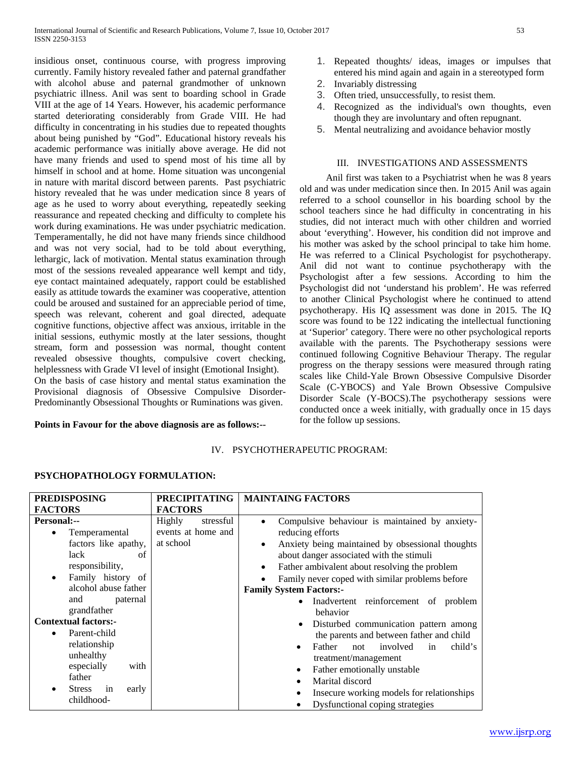insidious onset, continuous course, with progress improving currently. Family history revealed father and paternal grandfather with alcohol abuse and paternal grandmother of unknown psychiatric illness. Anil was sent to boarding school in Grade VIII at the age of 14 Years. However, his academic performance started deteriorating considerably from Grade VIII. He had difficulty in concentrating in his studies due to repeated thoughts about being punished by "God". Educational history reveals his academic performance was initially above average. He did not have many friends and used to spend most of his time all by himself in school and at home. Home situation was uncongenial in nature with marital discord between parents. Past psychiatric history revealed that he was under medication since 8 years of age as he used to worry about everything, repeatedly seeking reassurance and repeated checking and difficulty to complete his work during examinations. He was under psychiatric medication. Temperamentally, he did not have many friends since childhood and was not very social, had to be told about everything, lethargic, lack of motivation. Mental status examination through most of the sessions revealed appearance well kempt and tidy, eye contact maintained adequately, rapport could be established easily as attitude towards the examiner was cooperative, attention could be aroused and sustained for an appreciable period of time, speech was relevant, coherent and goal directed, adequate cognitive functions, objective affect was anxious, irritable in the initial sessions, euthymic mostly at the later sessions, thought stream, form and possession was normal, thought content revealed obsessive thoughts, compulsive covert checking, helplessness with Grade VI level of insight (Emotional Insight).

On the basis of case history and mental status examination the Provisional diagnosis of Obsessive Compulsive Disorder-Predominantly Obsessional Thoughts or Ruminations was given.

**Points in Favour for the above diagnosis are as follows:--**

1. Repeated thoughts/ ideas, images or impulses that entered his mind again and again in a stereotyped form
2. Invariably distressing
3. Often tried, unsuccessfully, to resist them.
4. Recognized as the individual's own thoughts, even though they are involuntary and often repugnant.
5. Mental neutralizing and avoidance behavior mostly

## III. INVESTIGATIONS AND ASSESSMENTS

Anil first was taken to a Psychiatrist when he was 8 years old and was under medication since then. In 2015 Anil was again referred to a school counsellor in his boarding school by the school teachers since he had difficulty in concentrating in his studies, did not interact much with other children and worried about 'everything'. However, his condition did not improve and his mother was asked by the school principal to take him home. He was referred to a Clinical Psychologist for psychotherapy. Anil did not want to continue psychotherapy with the Psychologist after a few sessions. According to him the Psychologist did not 'understand his problem'. He was referred to another Clinical Psychologist where he continued to attend psychotherapy. His IQ assessment was done in 2015. The IQ score was found to be 122 indicating the intellectual functioning at 'Superior' category. There were no other psychological reports available with the parents. The Psychotherapy sessions were continued following Cognitive Behaviour Therapy. The regular progress on the therapy sessions were measured through rating scales like Child-Yale Brown Obsessive Compulsive Disorder Scale (C-YBOCS) and Yale Brown Obsessive Compulsive Disorder Scale (Y-BOCS).The psychotherapy sessions were conducted once a week initially, with gradually once in 15 days for the follow up sessions.

## IV. PSYCHOTHERAPEUTIC PROGRAM:

**PSYCHOPATHOLOGY FORMULATION:**

| PREDISPOSING FACTORS | PRECIPITATING FACTORS | MAINTAING FACTORS |
|---|---|---|
| **Personal:--**<br>• Temperamental factors like apathy, lack of responsibility,<br>• Family history of alcohol abuse father and paternal grandfather<br>**Contextual factors:-**<br>• Parent-child relationship unhealthy especially with father<br>• Stress in early childhood- | Highly stressful events at home and at school | • Compulsive behaviour is maintained by anxiety-reducing efforts<br>• Anxiety being maintained by obsessional thoughts about danger associated with the stimuli<br>• Father ambivalent about resolving the problem<br>• Family never coped with similar problems before<br>**Family System Factors:-**<br>• Inadvertent reinforcement of problem behavior<br>• Disturbed communication pattern among the parents and between father and child<br>• Father not involved in child's treatment/management<br>• Father emotionally unstable<br>• Marital discord<br>• Insecure working models for relationships<br>• Dysfunctional coping strategies |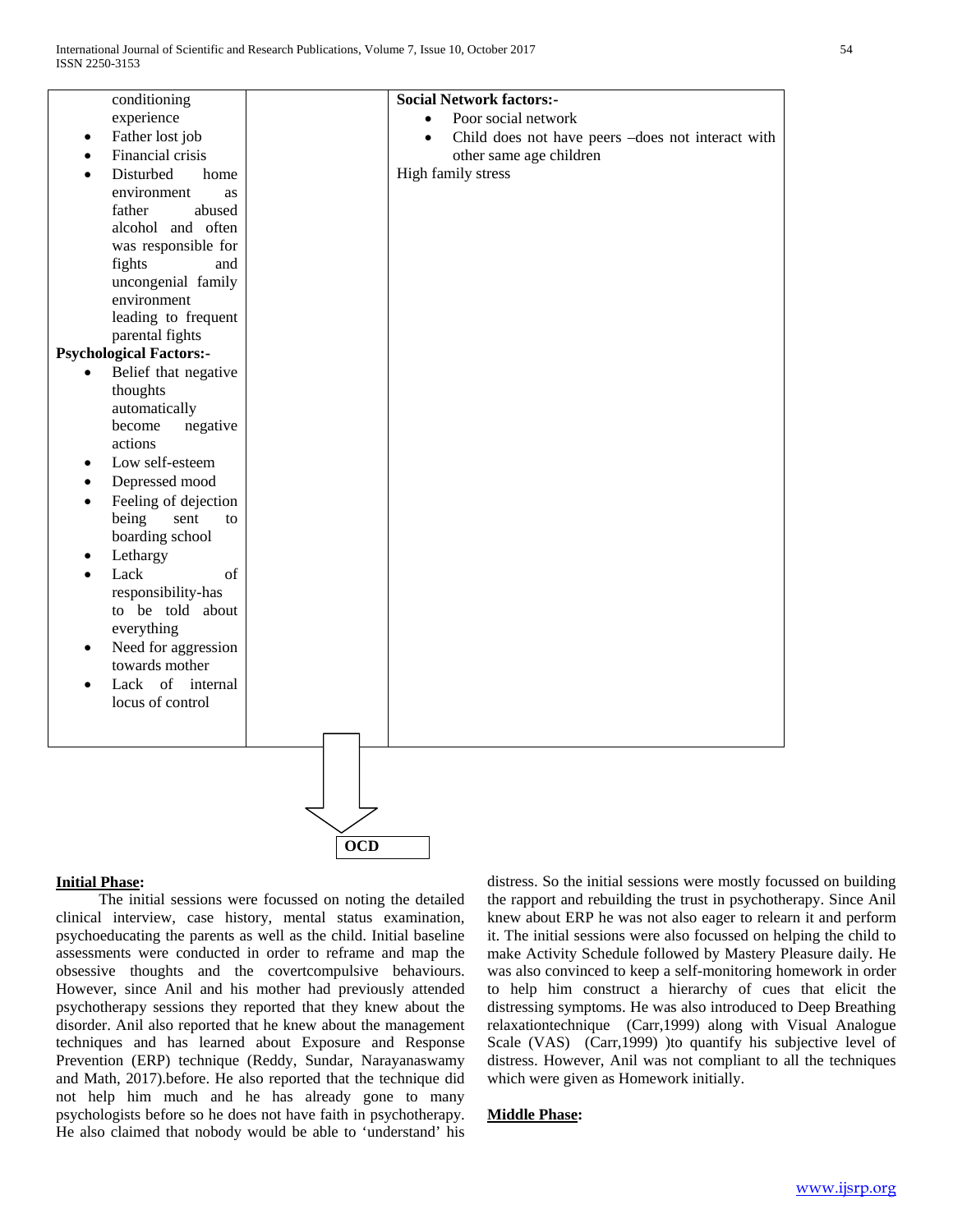| | | |
|---|---|---|
| conditioning experience<br>• Father lost job<br>• Financial crisis<br>• Disturbed home environment as father abused alcohol and often was responsible for fights and uncongenial family environment leading to frequent parental fights<br>**Psychological Factors:-**<br>• Belief that negative thoughts automatically become negative actions<br>• Low self-esteem<br>• Depressed mood<br>• Feeling of dejection being sent to boarding school<br>• Lethargy<br>• Lack of responsibility-has to be told about everything<br>• Need for aggression towards mother<br>• Lack of internal locus of control | | **Social Network factors:-**<br>• Poor social network<br>• Child does not have peers –does not interact with other same age children<br>High family stress |

↓

**OCD**

**Initial Phase:**

The initial sessions were focussed on noting the detailed clinical interview, case history, mental status examination, psychoeducating the parents as well as the child. Initial baseline assessments were conducted in order to reframe and map the obsessive thoughts and the covertcompulsive behaviours. However, since Anil and his mother had previously attended psychotherapy sessions they reported that they knew about the disorder. Anil also reported that he knew about the management techniques and has learned about Exposure and Response Prevention (ERP) technique (Reddy, Sundar, Narayanaswamy and Math, 2017).before. He also reported that the technique did not help him much and he has already gone to many psychologists before so he does not have faith in psychotherapy. He also claimed that nobody would be able to 'understand' his distress. So the initial sessions were mostly focussed on building the rapport and rebuilding the trust in psychotherapy. Since Anil knew about ERP he was not also eager to relearn it and perform it. The initial sessions were also focussed on helping the child to make Activity Schedule followed by Mastery Pleasure daily. He was also convinced to keep a self-monitoring homework in order to help him construct a hierarchy of cues that elicit the distressing symptoms. He was also introduced to Deep Breathing relaxationtechnique (Carr,1999) along with Visual Analogue Scale (VAS) (Carr,1999) )to quantify his subjective level of distress. However, Anil was not compliant to all the techniques which were given as Homework initially.

**Middle Phase:**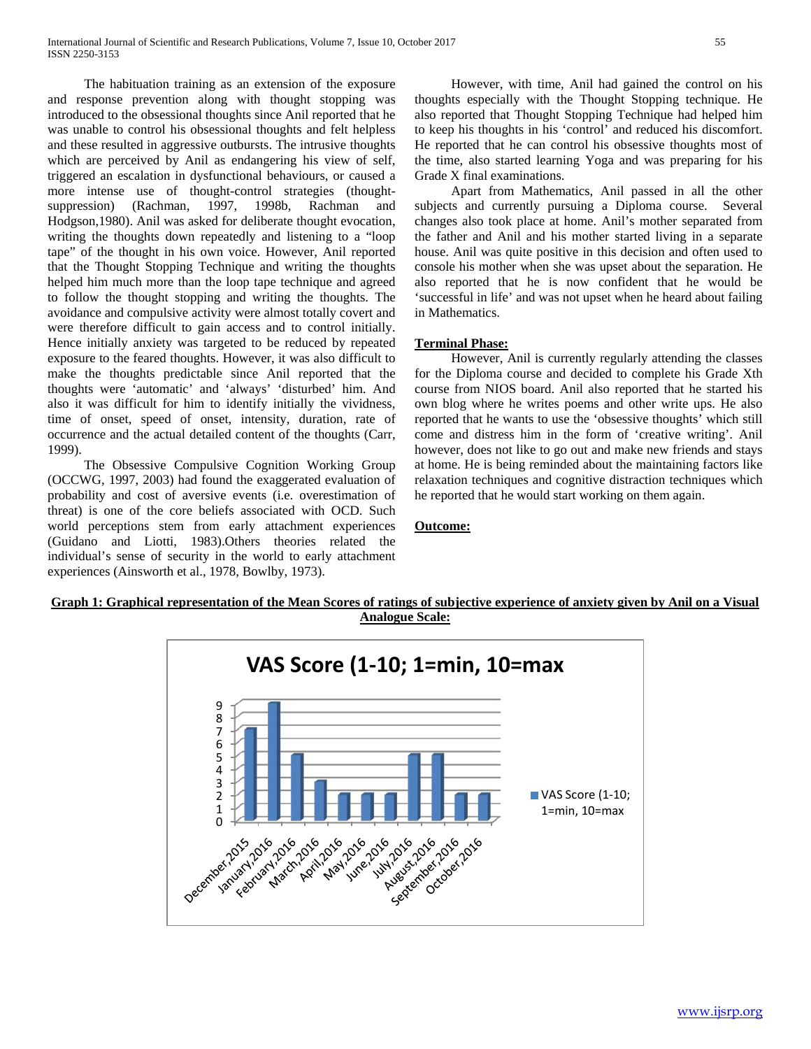The habituation training as an extension of the exposure and response prevention along with thought stopping was introduced to the obsessional thoughts since Anil reported that he was unable to control his obsessional thoughts and felt helpless and these resulted in aggressive outbursts. The intrusive thoughts which are perceived by Anil as endangering his view of self, triggered an escalation in dysfunctional behaviours, or caused a more intense use of thought-control strategies (thought-suppression) (Rachman, 1997, 1998b, Rachman and Hodgson,1980). Anil was asked for deliberate thought evocation, writing the thoughts down repeatedly and listening to a "loop tape" of the thought in his own voice. However, Anil reported that the Thought Stopping Technique and writing the thoughts helped him much more than the loop tape technique and agreed to follow the thought stopping and writing the thoughts. The avoidance and compulsive activity were almost totally covert and were therefore difficult to gain access and to control initially. Hence initially anxiety was targeted to be reduced by repeated exposure to the feared thoughts. However, it was also difficult to make the thoughts predictable since Anil reported that the thoughts were 'automatic' and 'always' 'disturbed' him. And also it was difficult for him to identify initially the vividness, time of onset, speed of onset, intensity, duration, rate of occurrence and the actual detailed content of the thoughts (Carr, 1999).

The Obsessive Compulsive Cognition Working Group (OCCWG, 1997, 2003) had found the exaggerated evaluation of probability and cost of aversive events (i.e. overestimation of threat) is one of the core beliefs associated with OCD. Such world perceptions stem from early attachment experiences (Guidano and Liotti, 1983).Others theories related the individual's sense of security in the world to early attachment experiences (Ainsworth et al., 1978, Bowlby, 1973).

However, with time, Anil had gained the control on his thoughts especially with the Thought Stopping technique. He also reported that Thought Stopping Technique had helped him to keep his thoughts in his 'control' and reduced his discomfort. He reported that he can control his obsessive thoughts most of the time, also started learning Yoga and was preparing for his Grade X final examinations.

Apart from Mathematics, Anil passed in all the other subjects and currently pursuing a Diploma course. Several changes also took place at home. Anil's mother separated from the father and Anil and his mother started living in a separate house. Anil was quite positive in this decision and often used to console his mother when she was upset about the separation. He also reported that he is now confident that he would be 'successful in life' and was not upset when he heard about failing in Mathematics.

**Terminal Phase:**

However, Anil is currently regularly attending the classes for the Diploma course and decided to complete his Grade Xth course from NIOS board. Anil also reported that he started his own blog where he writes poems and other write ups. He also reported that he wants to use the 'obsessive thoughts' which still come and distress him in the form of 'creative writing'. Anil however, does not like to go out and make new friends and stays at home. He is being reminded about the maintaining factors like relaxation techniques and cognitive distraction techniques which he reported that he would start working on them again.

**Outcome:**

**Graph 1: Graphical representation of the Mean Scores of ratings of subjective experience of anxiety given by Anil on a Visual Analogue Scale:**

VAS Score (1-10; 1=min, 10=max

| Month | VAS Score (1-10; 1=min, 10=max |
|---|---|
| December,2015 | 7 |
| January,2016 | 9 |
| February,2016 | 5 |
| March,2016 | 3 |
| April,2016 | 2 |
| May,2016 | 2 |
| June,2016 | 2 |
| July,2016 | 5 |
| August,2016 | 5 |
| September,2016 | 2 |
| October,2016 | 2 |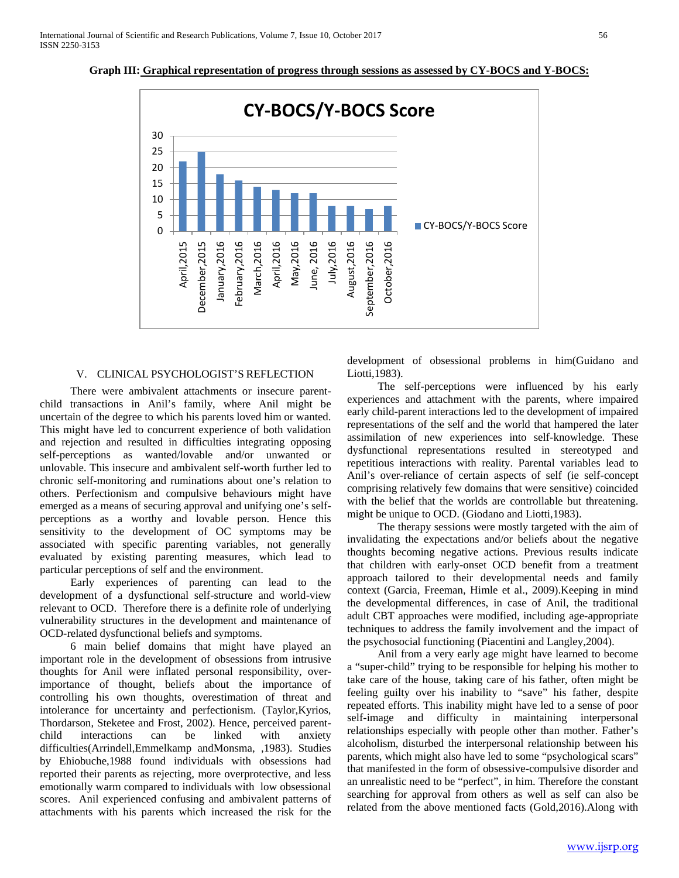**Graph III: Graphical representation of progress through sessions as assessed by CY-BOCS and Y-BOCS:**

## V. CLINICAL PSYCHOLOGIST'S REFLECTION

There were ambivalent attachments or insecure parent-child transactions in Anil's family, where Anil might be uncertain of the degree to which his parents loved him or wanted. This might have led to concurrent experience of both validation and rejection and resulted in difficulties integrating opposing self-perceptions as wanted/lovable and/or unwanted or unlovable. This insecure and ambivalent self-worth further led to chronic self-monitoring and ruminations about one's relation to others. Perfectionism and compulsive behaviours might have emerged as a means of securing approval and unifying one's self-perceptions as a worthy and lovable person. Hence this sensitivity to the development of OC symptoms may be associated with specific parenting variables, not generally evaluated by existing parenting measures, which lead to particular perceptions of self and the environment.

Early experiences of parenting can lead to the development of a dysfunctional self-structure and world-view relevant to OCD. Therefore there is a definite role of underlying vulnerability structures in the development and maintenance of OCD-related dysfunctional beliefs and symptoms.

6 main belief domains that might have played an important role in the development of obsessions from intrusive thoughts for Anil were inflated personal responsibility, over-importance of thought, beliefs about the importance of controlling his own thoughts, overestimation of threat and intolerance for uncertainty and perfectionism. (Taylor,Kyrios, Thordarson, Steketee and Frost, 2002). Hence, perceived parent-child interactions can be linked with anxiety difficulties(Arrindell,Emmelkamp andMonsma, ,1983). Studies by Ehiobuche,1988 found individuals with obsessions had reported their parents as rejecting, more overprotective, and less emotionally warm compared to individuals with low obsessional scores. Anil experienced confusing and ambivalent patterns of attachments with his parents which increased the risk for the development of obsessional problems in him(Guidano and Liotti,1983).

The self-perceptions were influenced by his early experiences and attachment with the parents, where impaired early child-parent interactions led to the development of impaired representations of the self and the world that hampered the later assimilation of new experiences into self-knowledge. These dysfunctional representations resulted in stereotyped and repetitious interactions with reality. Parental variables lead to Anil's over-reliance of certain aspects of self (ie self-concept comprising relatively few domains that were sensitive) coincided with the belief that the worlds are controllable but threatening. might be unique to OCD. (Giodano and Liotti,1983).

The therapy sessions were mostly targeted with the aim of invalidating the expectations and/or beliefs about the negative thoughts becoming negative actions. Previous results indicate that children with early-onset OCD benefit from a treatment approach tailored to their developmental needs and family context (Garcia, Freeman, Himle et al., 2009).Keeping in mind the developmental differences, in case of Anil, the traditional adult CBT approaches were modified, including age-appropriate techniques to address the family involvement and the impact of the psychosocial functioning (Piacentini and Langley,2004).

Anil from a very early age might have learned to become a "super-child" trying to be responsible for helping his mother to take care of the house, taking care of his father, often might be feeling guilty over his inability to "save" his father, despite repeated efforts. This inability might have led to a sense of poor self-image and difficulty in maintaining interpersonal relationships especially with people other than mother. Father's alcoholism, disturbed the interpersonal relationship between his parents, which might also have led to some "psychological scars" that manifested in the form of obsessive-compulsive disorder and an unrealistic need to be "perfect", in him. Therefore the constant searching for approval from others as well as self can also be related from the above mentioned facts (Gold,2016).Along with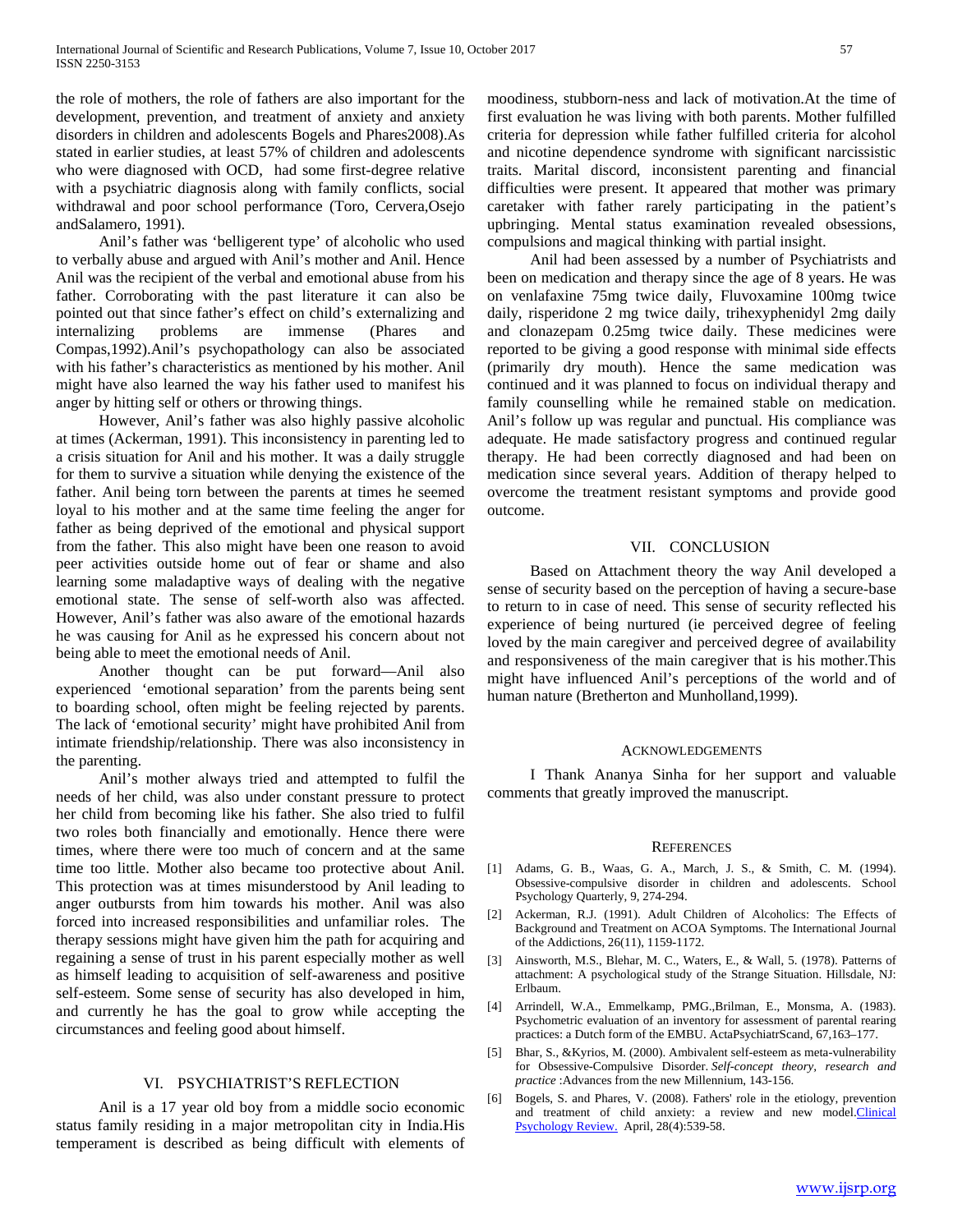the role of mothers, the role of fathers are also important for the development, prevention, and treatment of anxiety and anxiety disorders in children and adolescents Bogels and Phares2008).As stated in earlier studies, at least 57% of children and adolescents who were diagnosed with OCD, had some first-degree relative with a psychiatric diagnosis along with family conflicts, social withdrawal and poor school performance (Toro, Cervera,Osejo andSalamero, 1991).

Anil's father was 'belligerent type' of alcoholic who used to verbally abuse and argued with Anil's mother and Anil. Hence Anil was the recipient of the verbal and emotional abuse from his father. Corroborating with the past literature it can also be pointed out that since father's effect on child's externalizing and internalizing problems are immense (Phares and Compas,1992).Anil's psychopathology can also be associated with his father's characteristics as mentioned by his mother. Anil might have also learned the way his father used to manifest his anger by hitting self or others or throwing things.

However, Anil's father was also highly passive alcoholic at times (Ackerman, 1991). This inconsistency in parenting led to a crisis situation for Anil and his mother. It was a daily struggle for them to survive a situation while denying the existence of the father. Anil being torn between the parents at times he seemed loyal to his mother and at the same time feeling the anger for father as being deprived of the emotional and physical support from the father. This also might have been one reason to avoid peer activities outside home out of fear or shame and also learning some maladaptive ways of dealing with the negative emotional state. The sense of self-worth also was affected. However, Anil's father was also aware of the emotional hazards he was causing for Anil as he expressed his concern about not being able to meet the emotional needs of Anil.

Another thought can be put forward—Anil also experienced 'emotional separation' from the parents being sent to boarding school, often might be feeling rejected by parents. The lack of 'emotional security' might have prohibited Anil from intimate friendship/relationship. There was also inconsistency in the parenting.

Anil's mother always tried and attempted to fulfil the needs of her child, was also under constant pressure to protect her child from becoming like his father. She also tried to fulfil two roles both financially and emotionally. Hence there were times, where there were too much of concern and at the same time too little. Mother also became too protective about Anil. This protection was at times misunderstood by Anil leading to anger outbursts from him towards his mother. Anil was also forced into increased responsibilities and unfamiliar roles. The therapy sessions might have given him the path for acquiring and regaining a sense of trust in his parent especially mother as well as himself leading to acquisition of self-awareness and positive self-esteem. Some sense of security has also developed in him, and currently he has the goal to grow while accepting the circumstances and feeling good about himself.

## VI. Psychiatrist's Reflection

Anil is a 17 year old boy from a middle socio economic status family residing in a major metropolitan city in India.His temperament is described as being difficult with elements of moodiness, stubborn-ness and lack of motivation.At the time of first evaluation he was living with both parents. Mother fulfilled criteria for depression while father fulfilled criteria for alcohol and nicotine dependence syndrome with significant narcissistic traits. Marital discord, inconsistent parenting and financial difficulties were present. It appeared that mother was primary caretaker with father rarely participating in the patient's upbringing. Mental status examination revealed obsessions, compulsions and magical thinking with partial insight.

Anil had been assessed by a number of Psychiatrists and been on medication and therapy since the age of 8 years. He was on venlafaxine 75mg twice daily, Fluvoxamine 100mg twice daily, risperidone 2 mg twice daily, trihexyphenidyl 2mg daily and clonazepam 0.25mg twice daily. These medicines were reported to be giving a good response with minimal side effects (primarily dry mouth). Hence the same medication was continued and it was planned to focus on individual therapy and family counselling while he remained stable on medication. Anil's follow up was regular and punctual. His compliance was adequate. He made satisfactory progress and continued regular therapy. He had been correctly diagnosed and had been on medication since several years. Addition of therapy helped to overcome the treatment resistant symptoms and provide good outcome.

## VII. Conclusion

Based on Attachment theory the way Anil developed a sense of security based on the perception of having a secure-base to return to in case of need. This sense of security reflected his experience of being nurtured (ie perceived degree of feeling loved by the main caregiver and perceived degree of availability and responsiveness of the main caregiver that is his mother.This might have influenced Anil's perceptions of the world and of human nature (Bretherton and Munholland,1999).

## Acknowledgements

I Thank Ananya Sinha for her support and valuable comments that greatly improved the manuscript.

## References

[1] Adams, G. B., Waas, G. A., March, J. S., & Smith, C. M. (1994). Obsessive-compulsive disorder in children and adolescents. School Psychology Quarterly, 9, 274-294.

[2] Ackerman, R.J. (1991). Adult Children of Alcoholics: The Effects of Background and Treatment on ACOA Symptoms. The International Journal of the Addictions, 26(11), 1159-1172.

[3] Ainsworth, M.S., Blehar, M. C., Waters, E., & Wall, 5. (1978). Patterns of attachment: A psychological study of the Strange Situation. Hillsdale, NJ: Erlbaum.

[4] Arrindell, W.A., Emmelkamp, PMG.,Brilman, E., Monsma, A. (1983). Psychometric evaluation of an inventory for assessment of parental rearing practices: a Dutch form of the EMBU. ActaPsychiatrScand, 67,163–177.

[5] Bhar, S., &Kyrios, M. (2000). Ambivalent self-esteem as meta-vulnerability for Obsessive-Compulsive Disorder. *Self-concept theory, research and practice* :Advances from the new Millennium, 143-156.

[6] Bogels, S. and Phares, V. (2008). Fathers' role in the etiology, prevention and treatment of child anxiety: a review and new model.Clinical Psychology Review. April, 28(4):539-58.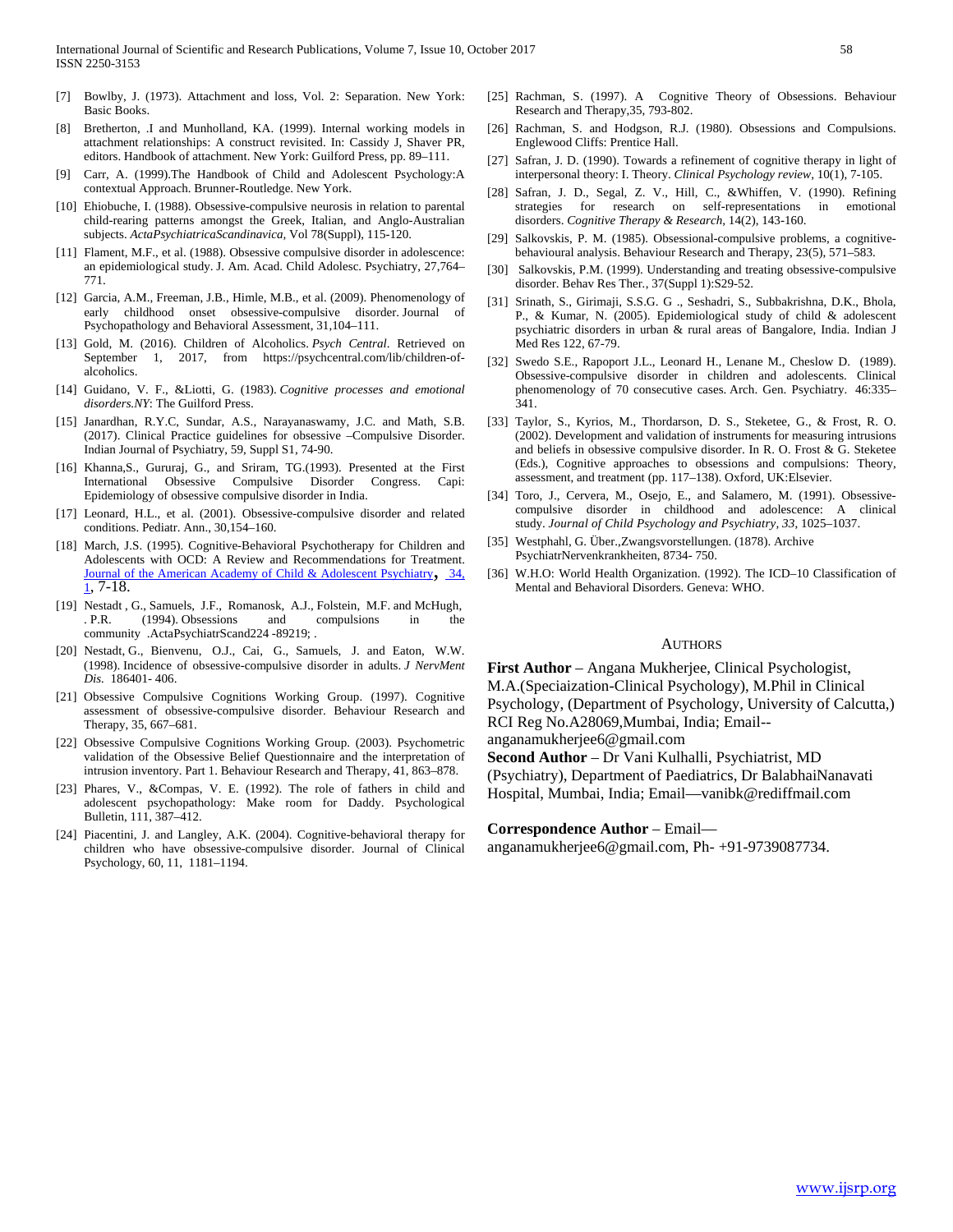[7] Bowlby, J. (1973). Attachment and loss, Vol. 2: Separation. New York: Basic Books.

[8] Bretherton, .I and Munholland, KA. (1999). Internal working models in attachment relationships: A construct revisited. In: Cassidy J, Shaver PR, editors. Handbook of attachment. New York: Guilford Press, pp. 89–111.

[9] Carr, A. (1999).The Handbook of Child and Adolescent Psychology:A contextual Approach. Brunner-Routledge. New York.

[10] Ehiobuche, I. (1988). Obsessive-compulsive neurosis in relation to parental child-rearing patterns amongst the Greek, Italian, and Anglo-Australian subjects. *ActaPsychiatricaScandinavica,* Vol 78(Suppl), 115-120.

[11] Flament, M.F., et al. (1988). Obsessive compulsive disorder in adolescence: an epidemiological study. J. Am. Acad. Child Adolesc. Psychiatry, 27,764–771.

[12] Garcia, A.M., Freeman, J.B., Himle, M.B., et al. (2009). Phenomenology of early childhood onset obsessive-compulsive disorder. Journal of Psychopathology and Behavioral Assessment, 31,104–111.

[13] Gold, M. (2016). Children of Alcoholics. *Psych Central*. Retrieved on September 1, 2017, from https://psychcentral.com/lib/children-of-alcoholics.

[14] Guidano, V. F., &Liotti, G. (1983). *Cognitive processes and emotional disorders.NY*: The Guilford Press.

[15] Janardhan, R.Y.C, Sundar, A.S., Narayanaswamy, J.C. and Math, S.B. (2017). Clinical Practice guidelines for obsessive –Compulsive Disorder. Indian Journal of Psychiatry, 59, Suppl S1, 74-90.

[16] Khanna,S., Gururaj, G., and Sriram, TG.(1993). Presented at the First International Obsessive Compulsive Disorder Congress. Capi: Epidemiology of obsessive compulsive disorder in India.

[17] Leonard, H.L., et al. (2001). Obsessive-compulsive disorder and related conditions. Pediatr. Ann., 30,154–160.

[18] March, J.S. (1995). Cognitive-Behavioral Psychotherapy for Children and Adolescents with OCD: A Review and Recommendations for Treatment. Journal of the American Academy of Child & Adolescent Psychiatry, 34, 1, 7-18.

[19] Nestadt , G., Samuels, J.F., Romanosk, A.J., Folstein, M.F. and McHugh, . P.R. (1994). Obsessions and compulsions in the community .ActaPsychiatrScand224 -89219; .

[20] Nestadt, G., Bienvenu, O.J., Cai, G., Samuels, J. and Eaton, W.W. (1998). Incidence of obsessive-compulsive disorder in adults. *J NervMent Dis.* 186401- 406.

[21] Obsessive Compulsive Cognitions Working Group. (1997). Cognitive assessment of obsessive-compulsive disorder. Behaviour Research and Therapy, 35, 667–681.

[22] Obsessive Compulsive Cognitions Working Group. (2003). Psychometric validation of the Obsessive Belief Questionnaire and the interpretation of intrusion inventory. Part 1. Behaviour Research and Therapy, 41, 863–878.

[23] Phares, V., &Compas, V. E. (1992). The role of fathers in child and adolescent psychopathology: Make room for Daddy. Psychological Bulletin, 111, 387–412.

[24] Piacentini, J. and Langley, A.K. (2004). Cognitive-behavioral therapy for children who have obsessive-compulsive disorder. Journal of Clinical Psychology, 60, 11, 1181–1194.

[25] Rachman, S. (1997). A Cognitive Theory of Obsessions. Behaviour Research and Therapy,35, 793-802.

[26] Rachman, S. and Hodgson, R.J. (1980). Obsessions and Compulsions. Englewood Cliffs: Prentice Hall.

[27] Safran, J. D. (1990). Towards a refinement of cognitive therapy in light of interpersonal theory: I. Theory. *Clinical Psychology review*, 10(1), 7-105.

[28] Safran, J. D., Segal, Z. V., Hill, C., &Whiffen, V. (1990). Refining strategies for research on self-representations in emotional disorders. *Cognitive Therapy & Research*, 14(2), 143-160.

[29] Salkovskis, P. M. (1985). Obsessional-compulsive problems, a cognitive-behavioural analysis. Behaviour Research and Therapy, 23(5), 571–583.

[30] Salkovskis, P.M. (1999). Understanding and treating obsessive-compulsive disorder. Behav Res Ther., 37(Suppl 1):S29-52.

[31] Srinath, S., Girimaji, S.S.G. G ., Seshadri, S., Subbakrishna, D.K., Bhola, P., & Kumar, N. (2005). Epidemiological study of child & adolescent psychiatric disorders in urban & rural areas of Bangalore, India. Indian J Med Res 122, 67-79.

[32] Swedo S.E., Rapoport J.L., Leonard H., Lenane M., Cheslow D. (1989). Obsessive-compulsive disorder in children and adolescents. Clinical phenomenology of 70 consecutive cases. Arch. Gen. Psychiatry. 46:335–341.

[33] Taylor, S., Kyrios, M., Thordarson, D. S., Steketee, G., & Frost, R. O. (2002). Development and validation of instruments for measuring intrusions and beliefs in obsessive compulsive disorder. In R. O. Frost & G. Steketee (Eds.), Cognitive approaches to obsessions and compulsions: Theory, assessment, and treatment (pp. 117–138). Oxford, UK:Elsevier.

[34] Toro, J., Cervera, M., Osejo, E., and Salamero, M. (1991). Obsessive-compulsive disorder in childhood and adolescence: A clinical study. *Journal of Child Psychology and Psychiatry, 33*, 1025–1037.

[35] Westphahl, G. Über.,Zwangsvorstellungen. (1878). Archive PsychiatrNervenkrankheiten, 8734- 750.

[36] W.H.O: World Health Organization. (1992). The ICD–10 Classification of Mental and Behavioral Disorders. Geneva: WHO.

## AUTHORS

**First Author** – Angana Mukherjee, Clinical Psychologist, M.A.(Speciaization-Clinical Psychology), M.Phil in Clinical Psychology, (Department of Psychology, University of Calcutta,) RCI Reg No.A28069,Mumbai, India; Email--anganamukherjee6@gmail.com

**Second Author** – Dr Vani Kulhalli, Psychiatrist, MD (Psychiatry), Department of Paediatrics, Dr BalabhaiNanavati Hospital, Mumbai, India; Email—vanibk@rediffmail.com

**Correspondence Author** – Email—anganamukherjee6@gmail.com, Ph- +91-9739087734.